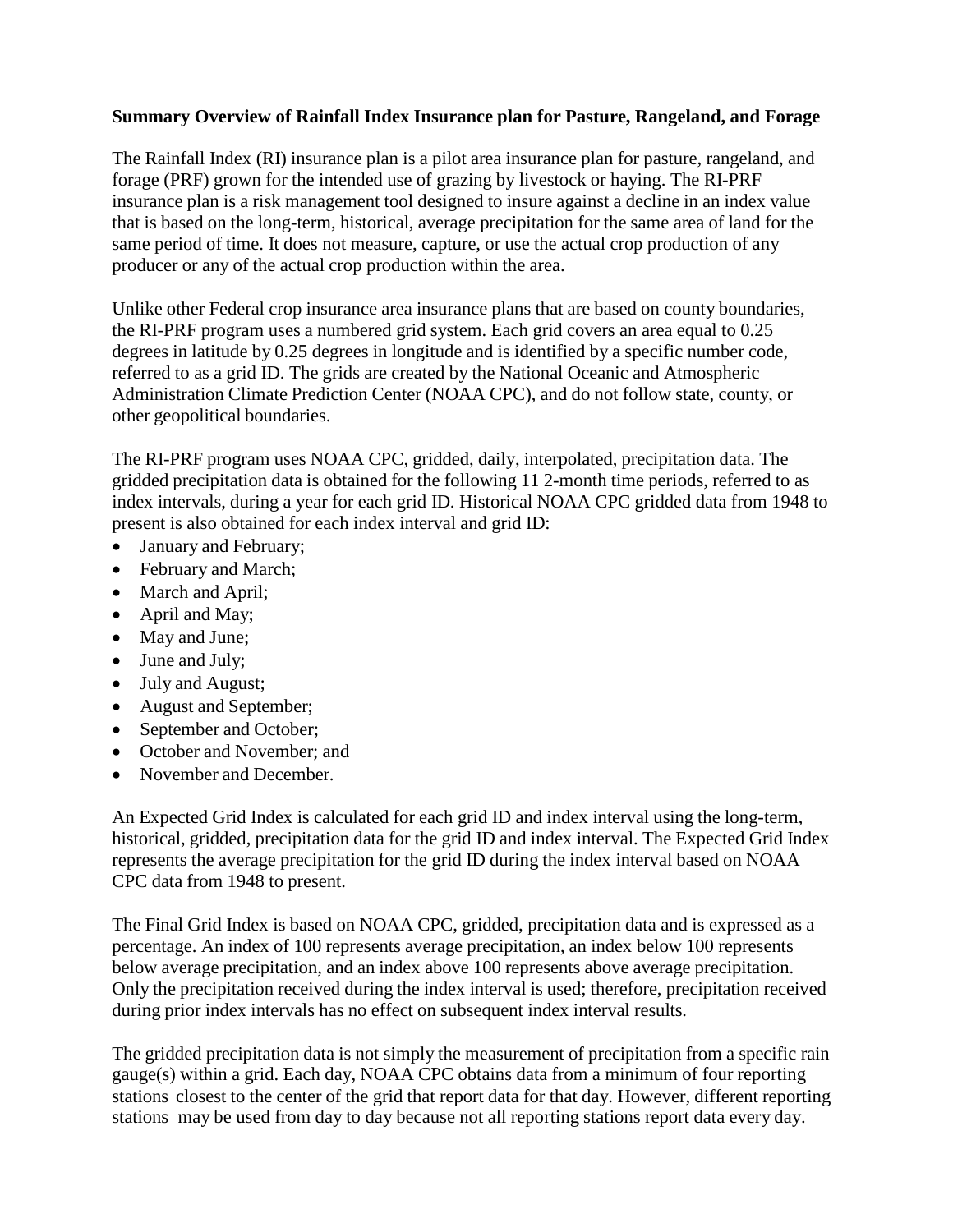**Summary Overview of Rainfall Index Insurance plan for Pasture, Rangeland, and Forage**

The Rainfall Index (RI) insurance plan is a pilot area insurance plan for pasture, rangeland, and forage (PRF) grown for the intended use of grazing by livestock or haying. The RI-PRF insurance plan is a risk management tool designed to insure against a decline in an index value that is based on the long-term, historical, average precipitation for the same area of land for the same period of time. It does not measure, capture, or use the actual crop production of any producer or any of the actual crop production within the area.

Unlike other Federal crop insurance area insurance plans that are based on county boundaries, the RI-PRF program uses a numbered grid system. Each grid covers an area equal to 0.25 degrees in latitude by 0.25 degrees in longitude and is identified by a specific number code, referred to as a grid ID. The grids are created by the National Oceanic and Atmospheric Administration Climate Prediction Center (NOAA CPC), and do not follow state, county, or other geopolitical boundaries.

The RI-PRF program uses NOAA CPC, gridded, daily, interpolated, precipitation data. The gridded precipitation data is obtained for the following 11 2-month time periods, referred to as index intervals, during a year for each grid ID. Historical NOAA CPC gridded data from 1948 to present is also obtained for each index interval and grid ID:

- January and February;
- February and March;
- March and April;
- April and May;
- May and June;
- June and July;
- July and August;
- August and September;
- September and October;
- October and November; and
- November and December.

An Expected Grid Index is calculated for each grid ID and index interval using the long-term, historical, gridded, precipitation data for the grid ID and index interval. The Expected Grid Index represents the average precipitation for the grid ID during the index interval based on NOAA CPC data from 1948 to present.

The Final Grid Index is based on NOAA CPC, gridded, precipitation data and is expressed as a percentage. An index of 100 represents average precipitation, an index below 100 represents below average precipitation, and an index above 100 represents above average precipitation. Only the precipitation received during the index interval is used; therefore, precipitation received during prior index intervals has no effect on subsequent index interval results.

The gridded precipitation data is not simply the measurement of precipitation from a specific rain gauge(s) within a grid. Each day, NOAA CPC obtains data from a minimum of four reporting stations closest to the center of the grid that report data for that day. However, different reporting stations may be used from day to day because not all reporting stations report data every day.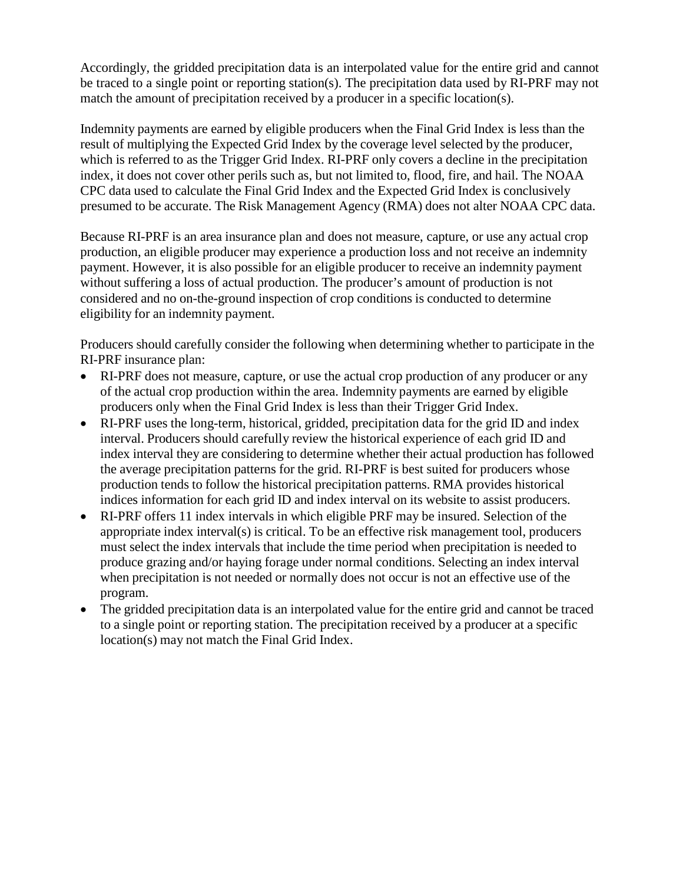Accordingly, the gridded precipitation data is an interpolated value for the entire grid and cannot be traced to a single point or reporting station(s). The precipitation data used by RI-PRF may not match the amount of precipitation received by a producer in a specific location(s).

Indemnity payments are earned by eligible producers when the Final Grid Index is less than the result of multiplying the Expected Grid Index by the coverage level selected by the producer, which is referred to as the Trigger Grid Index. RI-PRF only covers a decline in the precipitation index, it does not cover other perils such as, but not limited to, flood, fire, and hail. The NOAA CPC data used to calculate the Final Grid Index and the Expected Grid Index is conclusively presumed to be accurate. The Risk Management Agency (RMA) does not alter NOAA CPC data.

Because RI-PRF is an area insurance plan and does not measure, capture, or use any actual crop production, an eligible producer may experience a production loss and not receive an indemnity payment. However, it is also possible for an eligible producer to receive an indemnity payment without suffering a loss of actual production. The producer's amount of production is not considered and no on-the-ground inspection of crop conditions is conducted to determine eligibility for an indemnity payment.

Producers should carefully consider the following when determining whether to participate in the RI-PRF insurance plan:

- RI-PRF does not measure, capture, or use the actual crop production of any producer or any of the actual crop production within the area. Indemnity payments are earned by eligible producers only when the Final Grid Index is less than their Trigger Grid Index.
- RI-PRF uses the long-term, historical, gridded, precipitation data for the grid ID and index interval. Producers should carefully review the historical experience of each grid ID and index interval they are considering to determine whether their actual production has followed the average precipitation patterns for the grid. RI-PRF is best suited for producers whose production tends to follow the historical precipitation patterns. RMA provides historical indices information for each grid ID and index interval on its website to assist producers.
- RI-PRF offers 11 index intervals in which eligible PRF may be insured. Selection of the appropriate index interval(s) is critical. To be an effective risk management tool, producers must select the index intervals that include the time period when precipitation is needed to produce grazing and/or haying forage under normal conditions. Selecting an index interval when precipitation is not needed or normally does not occur is not an effective use of the program.
- The gridded precipitation data is an interpolated value for the entire grid and cannot be traced to a single point or reporting station. The precipitation received by a producer at a specific location(s) may not match the Final Grid Index.